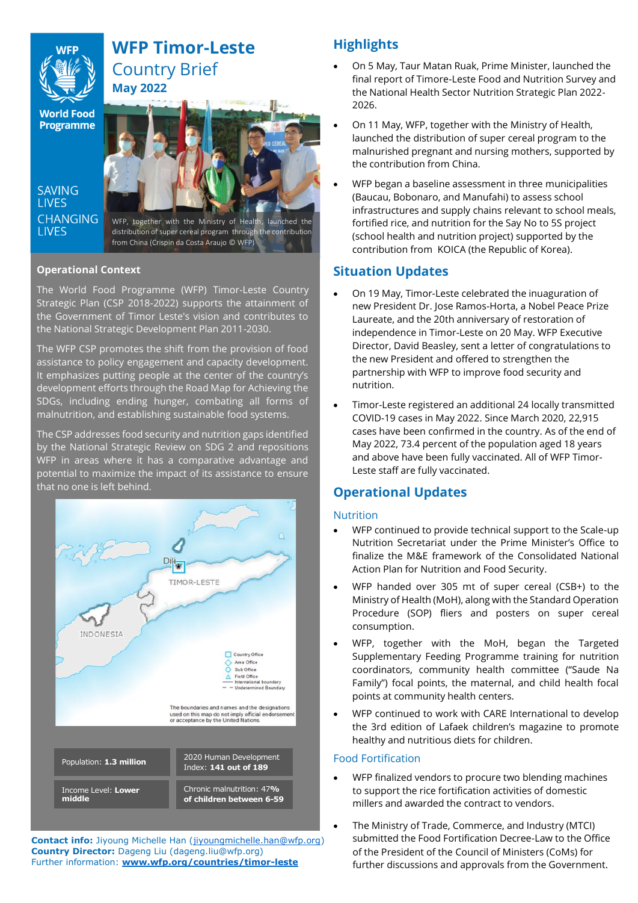# WFP Timor-Leste Country Brief
## May 2022

WFP World Food Programme

SAVING LIVES CHANGING LIVES

WFP, together with the Ministry of Health, launched the distribution of super cereal program through the contribution from China (Crispin da Costa Araujo © WFP)

### Operational Context

The World Food Programme (WFP) Timor-Leste Country Strategic Plan (CSP 2018-2022) supports the attainment of the Government of Timor Leste's vision and contributes to the National Strategic Development Plan 2011-2030.

The WFP CSP promotes the shift from the provision of food assistance to policy engagement and capacity development. It emphasizes putting people at the center of the country's development efforts through the Road Map for Achieving the SDGs, including ending hunger, combating all forms of malnutrition, and establishing sustainable food systems.

The CSP addresses food security and nutrition gaps identified by the National Strategic Review on SDG 2 and repositions WFP in areas where it has a comparative advantage and potential to maximize the impact of its assistance to ensure that no one is left behind.

Dili

TIMOR-LESTE

INDONESIA

Country Office
Area Office
Sub Office
Field Office
International boundary
Undetermined Boundary

The boundaries and names and the designations used on this map do not imply official endorsement or acceptance by the United Nations.

| | |
|---|---|
| Population: **1.3 million** | 2020 Human Development Index: **141 out of 189** |
| Income Level: **Lower middle** | Chronic malnutrition: **47% of children between 6-59** |

**Contact info:** Jiyoung Michelle Han (jiyoungmichelle.han@wfp.org)
**Country Director:** Dageng Liu (dageng.liu@wfp.org)
Further information: **www.wfp.org/countries/timor-leste**

## Highlights

- On 5 May, Taur Matan Ruak, Prime Minister, launched the final report of Timore-Leste Food and Nutrition Survey and the National Health Sector Nutrition Strategic Plan 2022-2026.
- On 11 May, WFP, together with the Ministry of Health, launched the distribution of super cereal program to the malnurished pregnant and nursing mothers, supported by the contribution from China.
- WFP began a baseline assessment in three municipalities (Baucau, Bobonaro, and Manufahi) to assess school infrastructures and supply chains relevant to school meals, fortified rice, and nutrition for the Say No to 5S project (school health and nutrition project) supported by the contribution from KOICA (the Republic of Korea).

## Situation Updates

- On 19 May, Timor-Leste celebrated the inuaguration of new President Dr. Jose Ramos-Horta, a Nobel Peace Prize Laureate, and the 20th anniversary of restoration of independence in Timor-Leste on 20 May. WFP Executive Director, David Beasley, sent a letter of congratulations to the new President and offered to strengthen the partnership with WFP to improve food security and nutrition.
- Timor-Leste registered an additional 24 locally transmitted COVID-19 cases in May 2022. Since March 2020, 22,915 cases have been confirmed in the country. As of the end of May 2022, 73.4 percent of the population aged 18 years and above have been fully vaccinated. All of WFP Timor-Leste staff are fully vaccinated.

## Operational Updates

### Nutrition

- WFP continued to provide technical support to the Scale-up Nutrition Secretariat under the Prime Minister's Office to finalize the M&E framework of the Consolidated National Action Plan for Nutrition and Food Security.
- WFP handed over 305 mt of super cereal (CSB+) to the Ministry of Health (MoH), along with the Standard Operation Procedure (SOP) fliers and posters on super cereal consumption.
- WFP, together with the MoH, began the Targeted Supplementary Feeding Programme training for nutrition coordinators, community health committee ("Saude Na Family") focal points, the maternal, and child health focal points at community health centers.
- WFP continued to work with CARE International to develop the 3rd edition of Lafaek children's magazine to promote healthy and nutritious diets for children.

### Food Fortification

- WFP finalized vendors to procure two blending machines to support the rice fortification activities of domestic millers and awarded the contract to vendors.
- The Ministry of Trade, Commerce, and Industry (MTCI) submitted the Food Fortification Decree-Law to the Office of the President of the Council of Ministers (CoMs) for further discussions and approvals from the Government.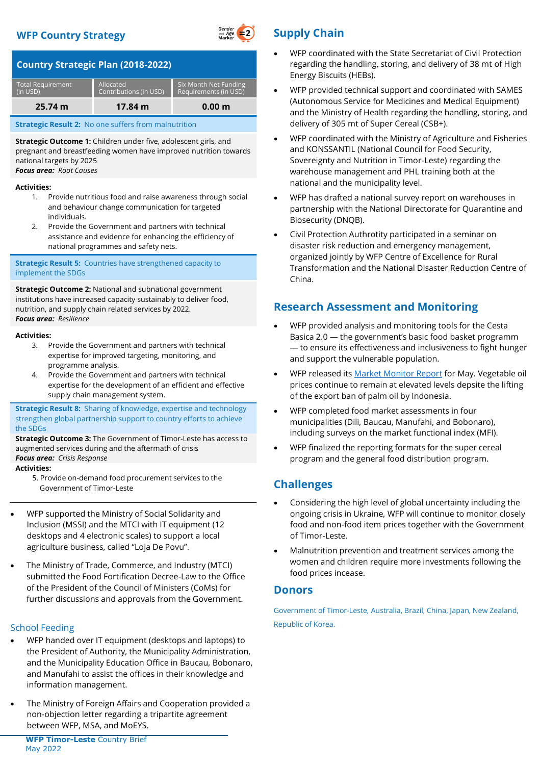## WFP Country Strategy

### Country Strategic Plan (2018-2022)

| Total Requirement (in USD) | Allocated Contributions (in USD) | Six Month Net Funding Requirements (in USD) |
|---|---|---|
| 25.74 m | 17.84 m | 0.00 m |

**Strategic Result 2:** No one suffers from malnutrition

**Strategic Outcome 1:** Children under five, adolescent girls, and pregnant and breastfeeding women have improved nutrition towards national targets by 2025

***Focus area:*** *Root Causes*

**Activities:**

1. Provide nutritious food and raise awareness through social and behaviour change communication for targeted individuals.
2. Provide the Government and partners with technical assistance and evidence for enhancing the efficiency of national programmes and safety nets.

**Strategic Result 5:** Countries have strengthened capacity to implement the SDGs

**Strategic Outcome 2:** National and subnational government institutions have increased capacity sustainably to deliver food, nutrition, and supply chain related services by 2022.

***Focus area:*** *Resilience*

**Activities:**

3. Provide the Government and partners with technical expertise for improved targeting, monitoring, and programme analysis.
4. Provide the Government and partners with technical expertise for the development of an efficient and effective supply chain management system.

**Strategic Result 8:** Sharing of knowledge, expertise and technology strengthen global partnership support to country efforts to achieve the SDGs

**Strategic Outcome 3:** The Government of Timor-Leste has access to augmented services during and the aftermath of crisis

***Focus area:*** *Crisis Response*

**Activities:**

5. Provide on-demand food procurement services to the Government of Timor-Leste

- WFP supported the Ministry of Social Solidarity and Inclusion (MSSI) and the MTCI with IT equipment (12 desktops and 4 electronic scales) to support a local agriculture business, called "Loja De Povu".
- The Ministry of Trade, Commerce, and Industry (MTCI) submitted the Food Fortification Decree-Law to the Office of the President of the Council of Ministers (CoMs) for further discussions and approvals from the Government.

### School Feeding

- WFP handed over IT equipment (desktops and laptops) to the President of Authority, the Municipality Administration, and the Municipality Education Office in Baucau, Bobonaro, and Manufahi to assist the offices in their knowledge and information management.
- The Ministry of Foreign Affairs and Cooperation provided a non-objection letter regarding a tripartite agreement between WFP, MSA, and MoEYS.

## Supply Chain

- WFP coordinated with the State Secretariat of Civil Protection regarding the handling, storing, and delivery of 38 mt of High Energy Biscuits (HEBs).
- WFP provided technical support and coordinated with SAMES (Autonomous Service for Medicines and Medical Equipment) and the Ministry of Health regarding the handling, storing, and delivery of 305 mt of Super Cereal (CSB+).
- WFP coordinated with the Ministry of Agriculture and Fisheries and KONSSANTIL (National Council for Food Security, Sovereignty and Nutrition in Timor-Leste) regarding the warehouse management and PHL training both at the national and the municipality level.
- WFP has drafted a national survey report on warehouses in partnership with the National Directorate for Quarantine and Biosecurity (DNQB).
- Civil Protection Authrotity participated in a seminar on disaster risk reduction and emergency management, organized jointly by WFP Centre of Excellence for Rural Transformation and the National Disaster Reduction Centre of China.

## Research Assessment and Monitoring

- WFP provided analysis and monitoring tools for the Cesta Basica 2.0 — the government's basic food basket programm — to ensure its effectiveness and inclusiveness to fight hunger and support the vulnerable population.
- WFP released its Market Monitor Report for May. Vegetable oil prices continue to remain at elevated levels depsite the lifting of the export ban of palm oil by Indonesia.
- WFP completed food market assessments in four municipalities (Dili, Baucau, Manufahi, and Bobonaro), including surveys on the market functional index (MFI).
- WFP finalized the reporting formats for the super cereal program and the general food distribution program.

## Challenges

- Considering the high level of global uncertainty including the ongoing crisis in Ukraine, WFP will continue to monitor closely food and non-food item prices together with the Government of Timor-Leste.
- Malnutrition prevention and treatment services among the women and children require more investments following the food prices inscease.

## Donors

Government of Timor-Leste, Australia, Brazil, China, Japan, New Zealand, Republic of Korea.